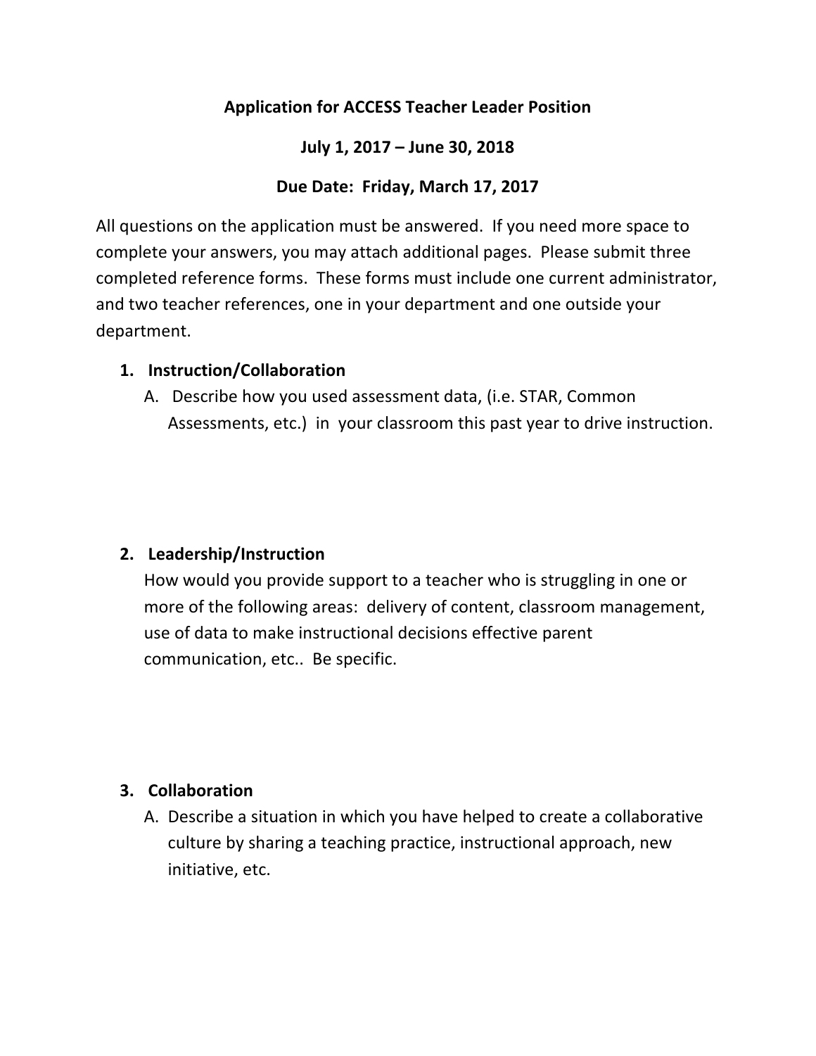**Application for ACCESS Teacher Leader Position**

**July 1, 2017 – June 30, 2018**

**Due Date: Friday, March 17, 2017**

All questions on the application must be answered. If you need more space to complete your answers, you may attach additional pages. Please submit three completed reference forms. These forms must include one current administrator, and two teacher references, one in your department and one outside your department.

1. **Instruction/Collaboration**
   A. Describe how you used assessment data, (i.e. STAR, Common Assessments, etc.) in your classroom this past year to drive instruction.

2. **Leadership/Instruction**
   How would you provide support to a teacher who is struggling in one or more of the following areas: delivery of content, classroom management, use of data to make instructional decisions effective parent communication, etc.. Be specific.

3. **Collaboration**
   A. Describe a situation in which you have helped to create a collaborative culture by sharing a teaching practice, instructional approach, new initiative, etc.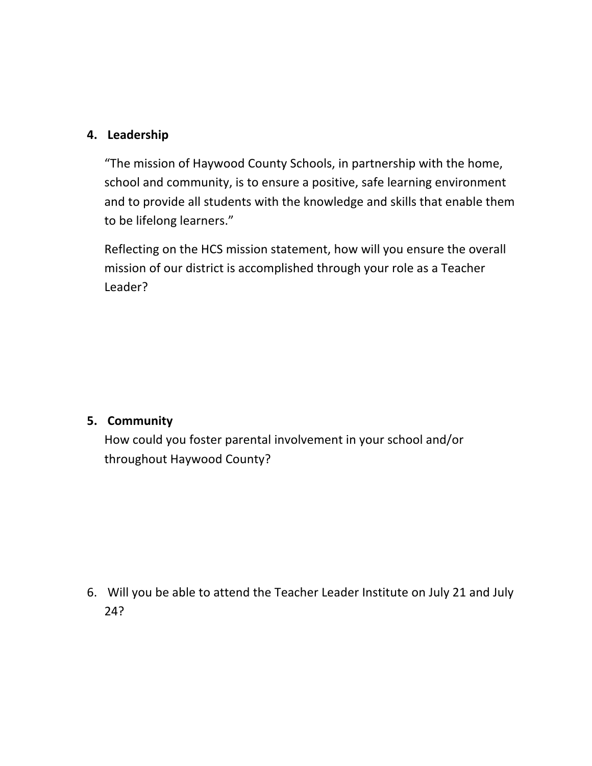4. **Leadership**

   "The mission of Haywood County Schools, in partnership with the home, school and community, is to ensure a positive, safe learning environment and to provide all students with the knowledge and skills that enable them to be lifelong learners."

   Reflecting on the HCS mission statement, how will you ensure the overall mission of our district is accomplished through your role as a Teacher Leader?

5. **Community**

   How could you foster parental involvement in your school and/or throughout Haywood County?

6. Will you be able to attend the Teacher Leader Institute on July 21 and July 24?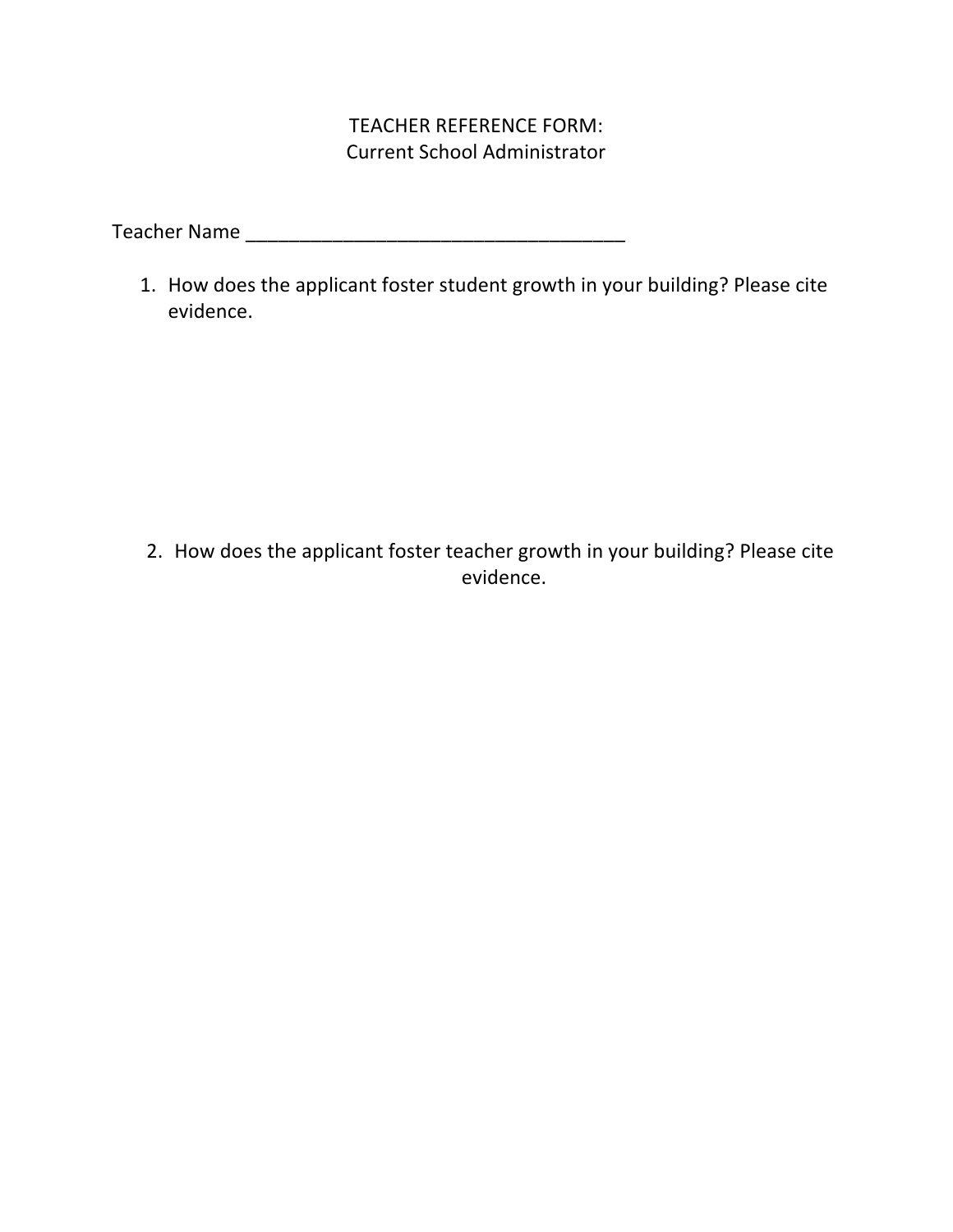# TEACHER REFERENCE FORM:
## Current School Administrator

Teacher Name ____________________________________

1. How does the applicant foster student growth in your building? Please cite evidence.

2. How does the applicant foster teacher growth in your building? Please cite evidence.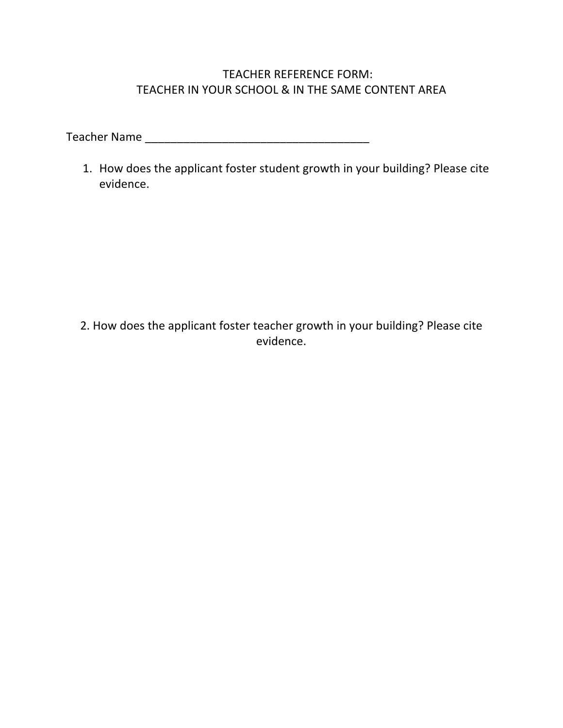# TEACHER REFERENCE FORM:
# TEACHER IN YOUR SCHOOL & IN THE SAME CONTENT AREA

Teacher Name ___________________________________

1. How does the applicant foster student growth in your building? Please cite evidence.

2. How does the applicant foster teacher growth in your building? Please cite evidence.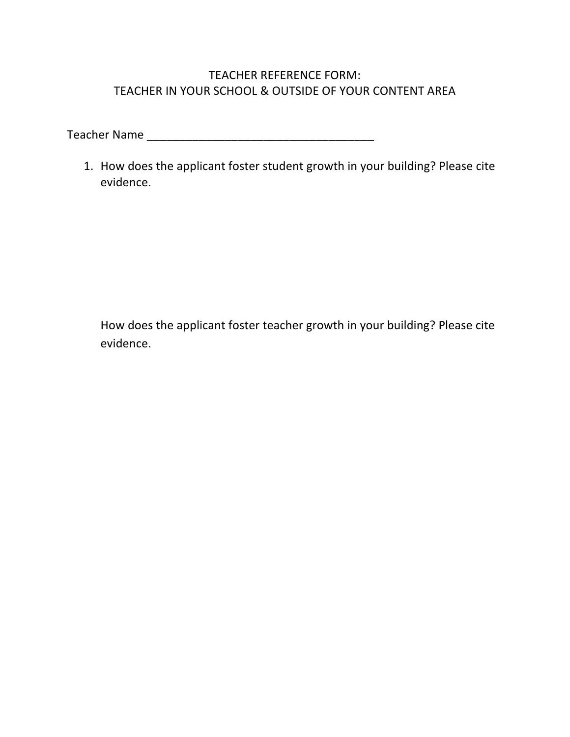# TEACHER REFERENCE FORM:
# TEACHER IN YOUR SCHOOL & OUTSIDE OF YOUR CONTENT AREA

Teacher Name ____________________________________

1. How does the applicant foster student growth in your building? Please cite evidence.

   How does the applicant foster teacher growth in your building? Please cite evidence.